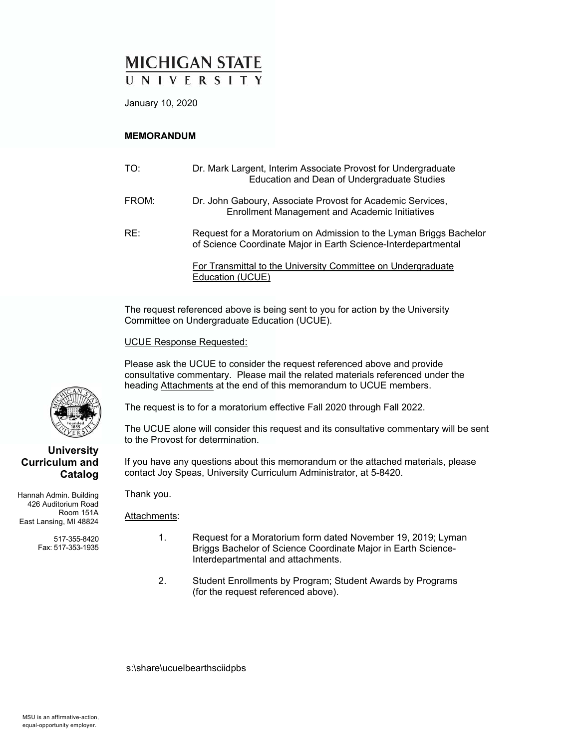# MICHIGAN STATE UNIVERSITY

January 10, 2020

**MEMORANDUM**

TO: Dr. Mark Largent, Interim Associate Provost for Undergraduate Education and Dean of Undergraduate Studies

FROM: Dr. John Gaboury, Associate Provost for Academic Services, Enrollment Management and Academic Initiatives

RE: Request for a Moratorium on Admission to the Lyman Briggs Bachelor of Science Coordinate Major in Earth Science-Interdepartmental

For Transmittal to the University Committee on Undergraduate Education (UCUE)

The request referenced above is being sent to you for action by the University Committee on Undergraduate Education (UCUE).

UCUE Response Requested:

Please ask the UCUE to consider the request referenced above and provide consultative commentary. Please mail the related materials referenced under the heading Attachments at the end of this memorandum to UCUE members.

The request is to for a moratorium effective Fall 2020 through Fall 2022.

The UCUE alone will consider this request and its consultative commentary will be sent to the Provost for determination.

If you have any questions about this memorandum or the attached materials, please contact Joy Speas, University Curriculum Administrator, at 5-8420.

Thank you.

Attachments:

1. Request for a Moratorium form dated November 19, 2019; Lyman Briggs Bachelor of Science Coordinate Major in Earth Science-Interdepartmental and attachments.

2. Student Enrollments by Program; Student Awards by Programs (for the request referenced above).

s:\share\ucuelbearthsciidpbs

**University Curriculum and Catalog**

Hannah Admin. Building
426 Auditorium Road
Room 151A
East Lansing, MI 48824

517-355-8420
Fax: 517-353-1935

MSU is an affirmative-action, equal-opportunity employer.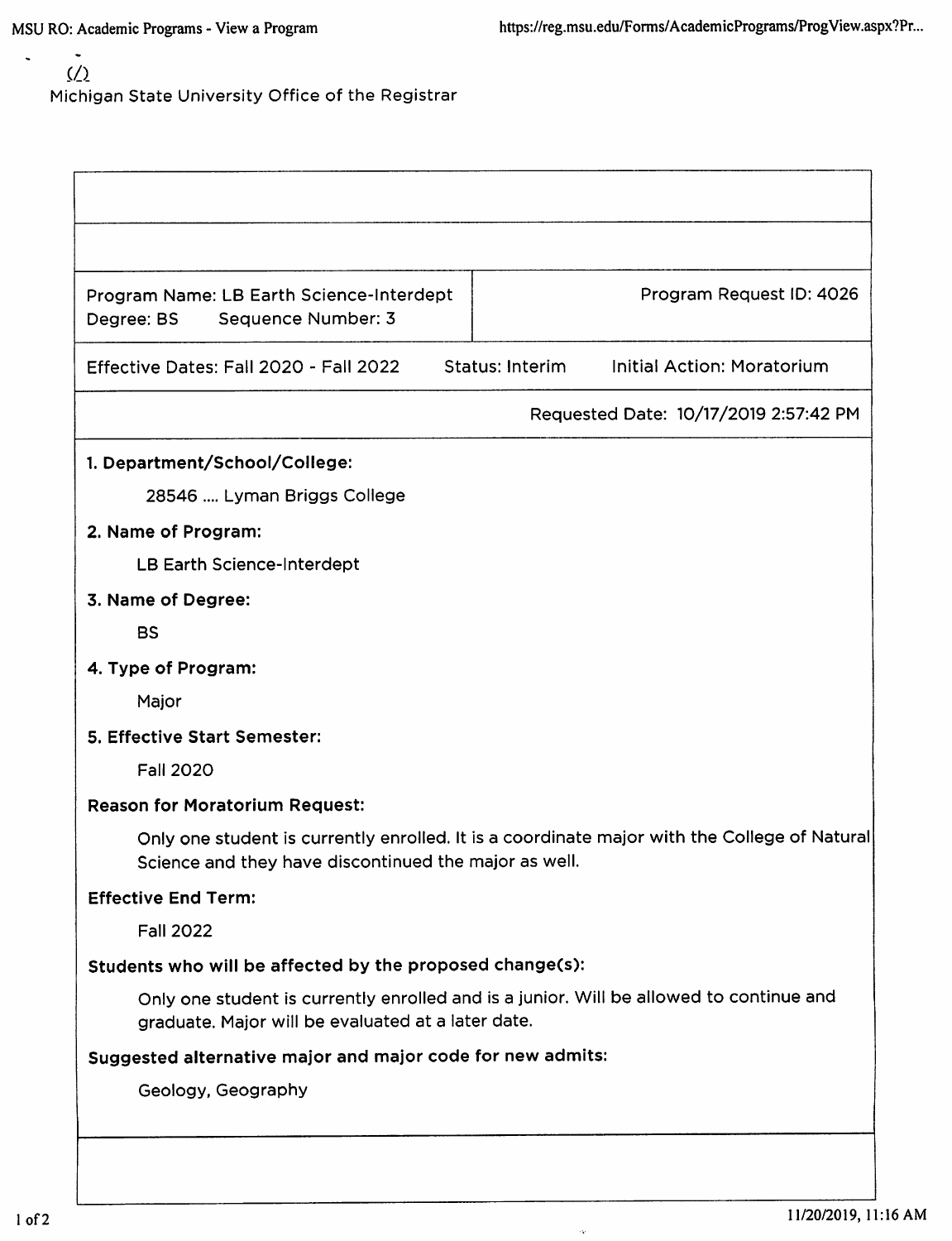Michigan State University Office of the Registrar

| Program Name: LB Earth Science-Interdept<br>Degree: BS Sequence Number: 3 | Program Request ID: 4026 |
|---|---|

Effective Dates: Fall 2020 - Fall 2022 Status: Interim Initial Action: Moratorium

Requested Date: 10/17/2019 2:57:42 PM

**1. Department/School/College:**

28546 .... Lyman Briggs College

**2. Name of Program:**

LB Earth Science-Interdept

**3. Name of Degree:**

BS

**4. Type of Program:**

Major

**5. Effective Start Semester:**

Fall 2020

**Reason for Moratorium Request:**

Only one student is currently enrolled. It is a coordinate major with the College of Natural Science and they have discontinued the major as well.

**Effective End Term:**

Fall 2022

**Students who will be affected by the proposed change(s):**

Only one student is currently enrolled and is a junior. Will be allowed to continue and graduate. Major will be evaluated at a later date.

**Suggested alternative major and major code for new admits:**

Geology, Geography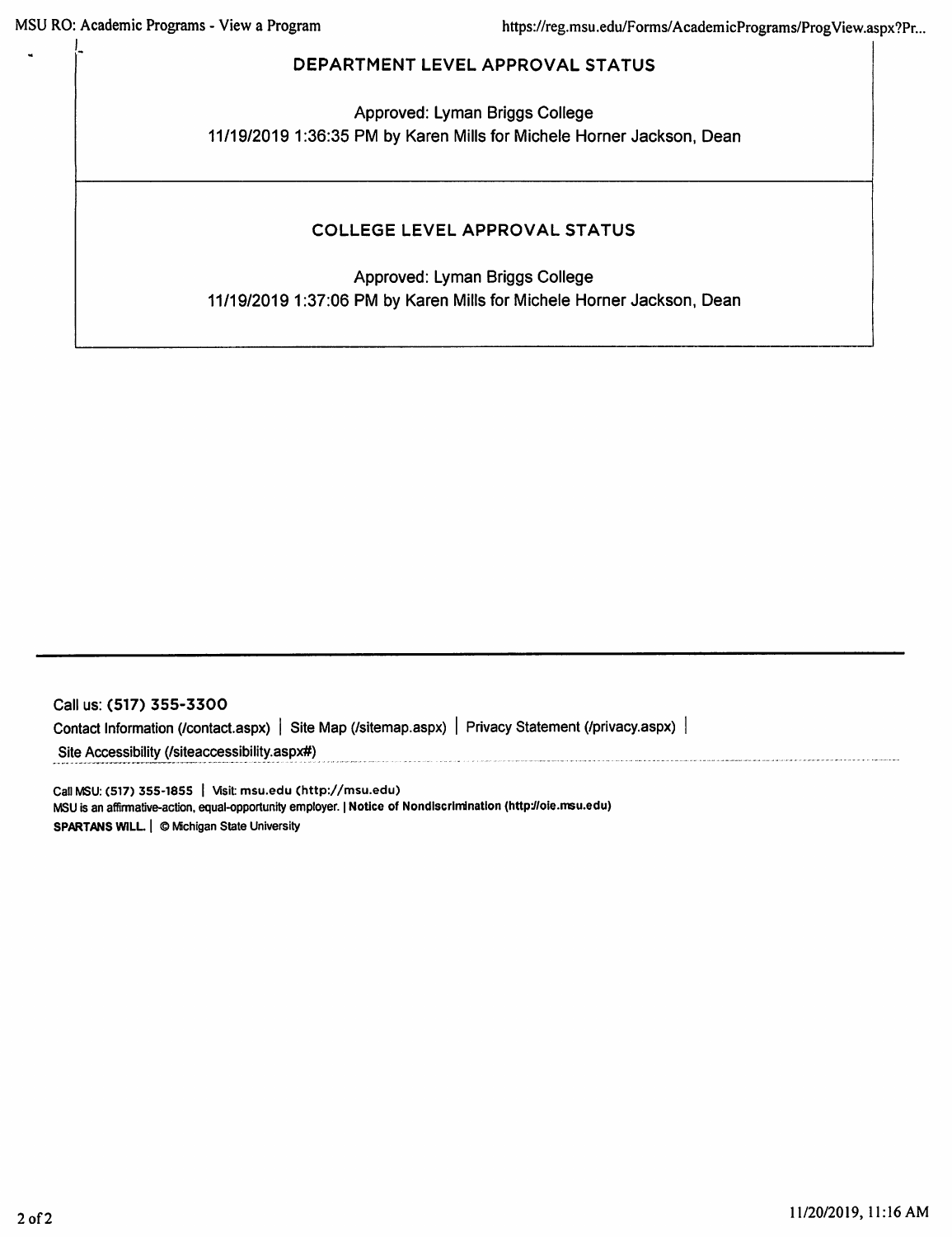## DEPARTMENT LEVEL APPROVAL STATUS

Approved: Lyman Briggs College
11/19/2019 1:36:35 PM by Karen Mills for Michele Horner Jackson, Dean

## COLLEGE LEVEL APPROVAL STATUS

Approved: Lyman Briggs College
11/19/2019 1:37:06 PM by Karen Mills for Michele Horner Jackson, Dean

---

Call us: **(517) 355-3300**

Contact Information (/contact.aspx) | Site Map (/sitemap.aspx) | Privacy Statement (/privacy.aspx) | Site Accessibility (/siteaccessibility.aspx#)

Call MSU: **(517) 355-1855** | Visit: msu.edu (http://msu.edu)
MSU is an affirmative-action, equal-opportunity employer. | **Notice of Nondiscrimination (http://oie.msu.edu)**
**SPARTANS WILL.** | © Michigan State University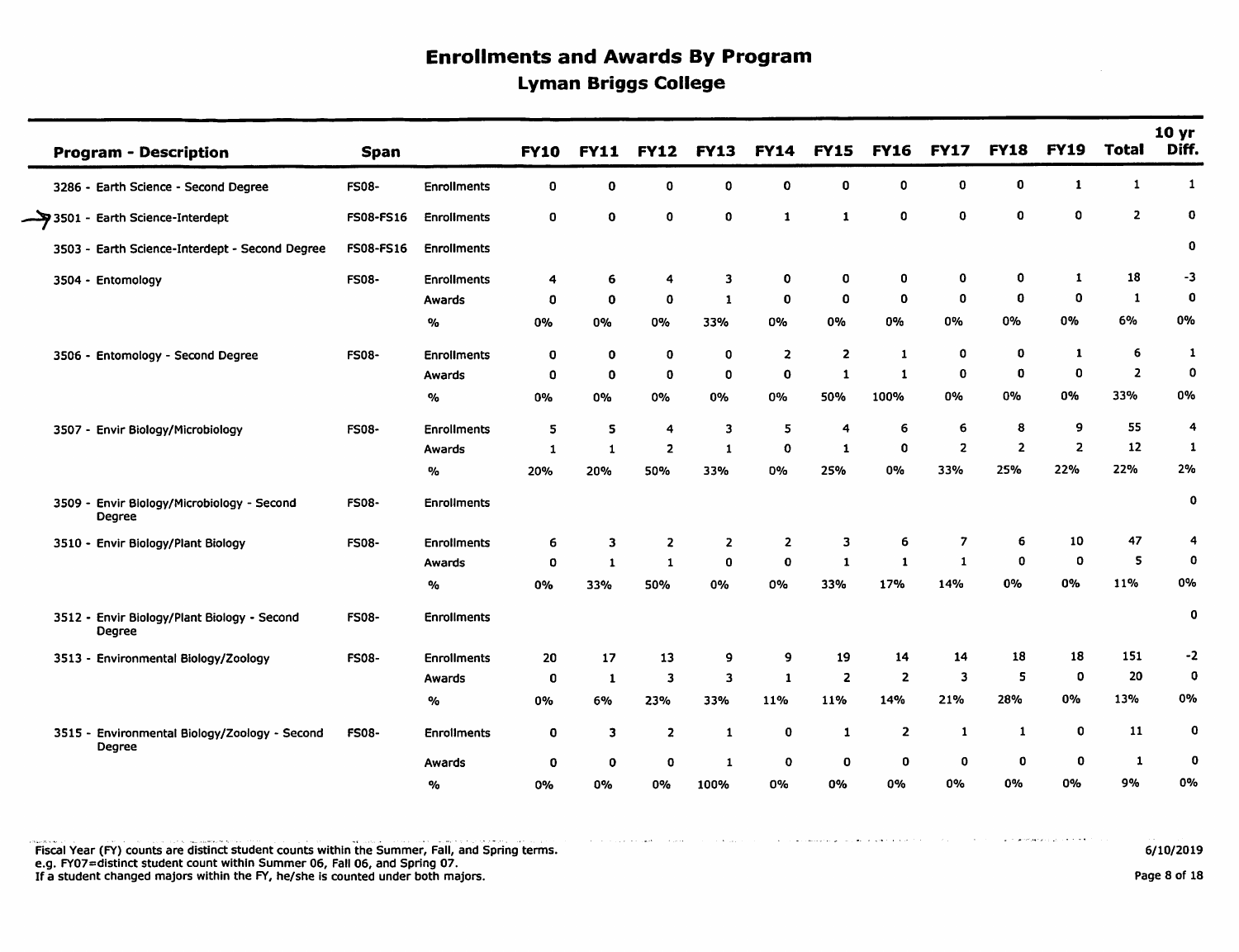# Enrollments and Awards By Program

## Lyman Briggs College

| Program - Description | Span | | FY10 | FY11 | FY12 | FY13 | FY14 | FY15 | FY16 | FY17 | FY18 | FY19 | Total | 10 yr Diff. |
|---|---|---|---|---|---|---|---|---|---|---|---|---|---|---|
| 3286 - Earth Science - Second Degree | FS08- | Enrollments | 0 | 0 | 0 | 0 | 0 | 0 | 0 | 0 | 0 | 1 | 1 | 1 |
| 3501 - Earth Science-Interdept | FS08-FS16 | Enrollments | 0 | 0 | 0 | 0 | 1 | 1 | 0 | 0 | 0 | 0 | 2 | 0 |
| 3503 - Earth Science-Interdept - Second Degree | FS08-FS16 | Enrollments | | | | | | | | | | | | 0 |
| 3504 - Entomology | FS08- | Enrollments | 4 | 6 | 4 | 3 | 0 | 0 | 0 | 0 | 0 | 1 | 18 | -3 |
| | | Awards | 0 | 0 | 0 | 1 | 0 | 0 | 0 | 0 | 0 | 0 | 1 | 0 |
| | | % | 0% | 0% | 0% | 33% | 0% | 0% | 0% | 0% | 0% | 0% | 6% | 0% |
| 3506 - Entomology - Second Degree | FS08- | Enrollments | 0 | 0 | 0 | 0 | 2 | 2 | 1 | 0 | 0 | 1 | 6 | 1 |
| | | Awards | 0 | 0 | 0 | 0 | 0 | 1 | 1 | 0 | 0 | 0 | 2 | 0 |
| | | % | 0% | 0% | 0% | 0% | 0% | 50% | 100% | 0% | 0% | 0% | 33% | 0% |
| 3507 - Envir Biology/Microbiology | FS08- | Enrollments | 5 | 5 | 4 | 3 | 5 | 4 | 6 | 6 | 8 | 9 | 55 | 4 |
| | | Awards | 1 | 1 | 2 | 1 | 0 | 1 | 0 | 2 | 2 | 2 | 12 | 1 |
| | | % | 20% | 20% | 50% | 33% | 0% | 25% | 0% | 33% | 25% | 22% | 22% | 2% |
| 3509 - Envir Biology/Microbiology - Second Degree | FS08- | Enrollments | | | | | | | | | | | | 0 |
| 3510 - Envir Biology/Plant Biology | FS08- | Enrollments | 6 | 3 | 2 | 2 | 2 | 3 | 6 | 7 | 6 | 10 | 47 | 4 |
| | | Awards | 0 | 1 | 1 | 0 | 0 | 1 | 1 | 1 | 0 | 0 | 5 | 0 |
| | | % | 0% | 33% | 50% | 0% | 0% | 33% | 17% | 14% | 0% | 0% | 11% | 0% |
| 3512 - Envir Biology/Plant Biology - Second Degree | FS08- | Enrollments | | | | | | | | | | | | 0 |
| 3513 - Environmental Biology/Zoology | FS08- | Enrollments | 20 | 17 | 13 | 9 | 9 | 19 | 14 | 14 | 18 | 18 | 151 | -2 |
| | | Awards | 0 | 1 | 3 | 3 | 1 | 2 | 2 | 3 | 5 | 0 | 20 | 0 |
| | | % | 0% | 6% | 23% | 33% | 11% | 11% | 14% | 21% | 28% | 0% | 13% | 0% |
| 3515 - Environmental Biology/Zoology - Second Degree | FS08- | Enrollments | 0 | 3 | 2 | 1 | 0 | 1 | 2 | 1 | 1 | 0 | 11 | 0 |
| | | Awards | 0 | 0 | 0 | 1 | 0 | 0 | 0 | 0 | 0 | 0 | 1 | 0 |
| | | % | 0% | 0% | 0% | 100% | 0% | 0% | 0% | 0% | 0% | 0% | 9% | 0% |

Fiscal Year (FY) counts are distinct student counts within the Summer, Fall, and Spring terms.
e.g. FY07=distinct student count within Summer 06, Fall 06, and Spring 07.
If a student changed majors within the FY, he/she is counted under both majors.

6/10/2019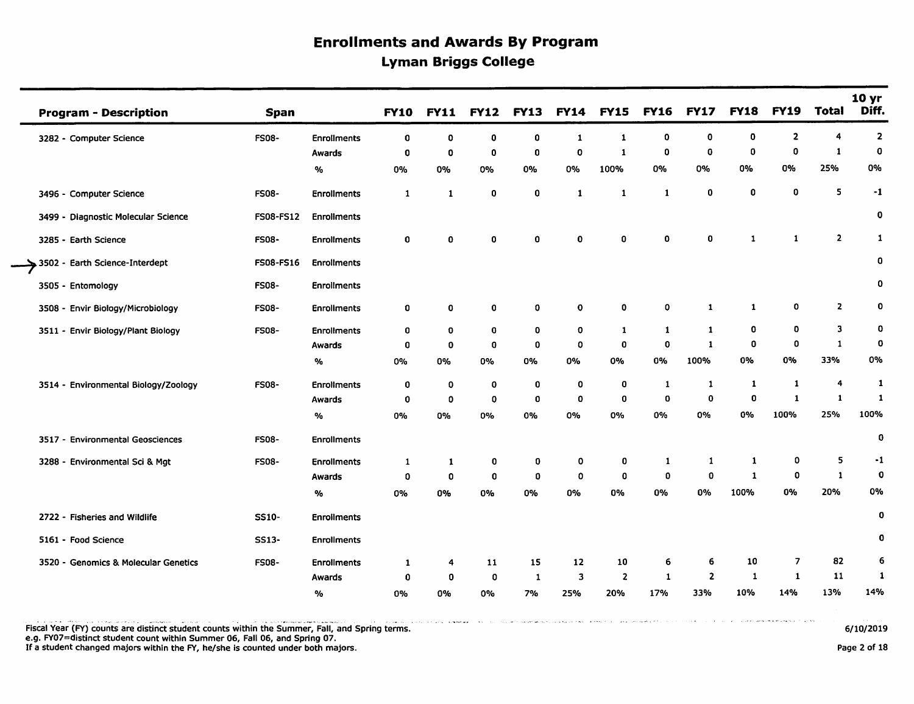# Enrollments and Awards By Program

## Lyman Briggs College

| Program - Description | Span | | FY10 | FY11 | FY12 | FY13 | FY14 | FY15 | FY16 | FY17 | FY18 | FY19 | Total | 10 yr Diff. |
|---|---|---|---|---|---|---|---|---|---|---|---|---|---|---|
| 3282 - Computer Science | FS08- | Enrollments | 0 | 0 | 0 | 0 | 1 | 1 | 0 | 0 | 0 | 2 | 4 | 2 |
| | | Awards | 0 | 0 | 0 | 0 | 0 | 1 | 0 | 0 | 0 | 0 | 1 | 0 |
| | | % | 0% | 0% | 0% | 0% | 0% | 100% | 0% | 0% | 0% | 0% | 25% | 0% |
| 3496 - Computer Science | FS08- | Enrollments | 1 | 1 | 0 | 0 | 1 | 1 | 1 | 0 | 0 | 0 | 5 | -1 |
| 3499 - Diagnostic Molecular Science | FS08-FS12 | Enrollments | | | | | | | | | | | | 0 |
| 3285 - Earth Science | FS08- | Enrollments | 0 | 0 | 0 | 0 | 0 | 0 | 0 | 0 | 1 | 1 | 2 | 1 |
| → 3502 - Earth Science-Interdept | FS08-FS16 | Enrollments | | | | | | | | | | | | 0 |
| 3505 - Entomology | FS08- | Enrollments | | | | | | | | | | | | 0 |
| 3508 - Envir Biology/Microbiology | FS08- | Enrollments | 0 | 0 | 0 | 0 | 0 | 0 | 0 | 1 | 1 | 0 | 2 | 0 |
| 3511 - Envir Biology/Plant Biology | FS08- | Enrollments | 0 | 0 | 0 | 0 | 0 | 1 | 1 | 1 | 0 | 0 | 3 | 0 |
| | | Awards | 0 | 0 | 0 | 0 | 0 | 0 | 0 | 1 | 0 | 0 | 1 | 0 |
| | | % | 0% | 0% | 0% | 0% | 0% | 0% | 0% | 100% | 0% | 0% | 33% | 0% |
| 3514 - Environmental Biology/Zoology | FS08- | Enrollments | 0 | 0 | 0 | 0 | 0 | 0 | 1 | 1 | 1 | 1 | 4 | 1 |
| | | Awards | 0 | 0 | 0 | 0 | 0 | 0 | 0 | 0 | 0 | 1 | 1 | 1 |
| | | % | 0% | 0% | 0% | 0% | 0% | 0% | 0% | 0% | 0% | 100% | 25% | 100% |
| 3517 - Environmental Geosciences | FS08- | Enrollments | | | | | | | | | | | | 0 |
| 3288 - Environmental Sci & Mgt | FS08- | Enrollments | 1 | 1 | 0 | 0 | 0 | 0 | 1 | 1 | 1 | 0 | 5 | -1 |
| | | Awards | 0 | 0 | 0 | 0 | 0 | 0 | 0 | 0 | 1 | 0 | 1 | 0 |
| | | % | 0% | 0% | 0% | 0% | 0% | 0% | 0% | 0% | 100% | 0% | 20% | 0% |
| 2722 - Fisheries and Wildlife | SS10- | Enrollments | | | | | | | | | | | | 0 |
| 5161 - Food Science | SS13- | Enrollments | | | | | | | | | | | | 0 |
| 3520 - Genomics & Molecular Genetics | FS08- | Enrollments | 1 | 4 | 11 | 15 | 12 | 10 | 6 | 6 | 10 | 7 | 82 | 6 |
| | | Awards | 0 | 0 | 0 | 1 | 3 | 2 | 1 | 2 | 1 | 1 | 11 | 1 |
| | | % | 0% | 0% | 0% | 7% | 25% | 20% | 17% | 33% | 10% | 14% | 13% | 14% |

Fiscal Year (FY) counts are distinct student counts within the Summer, Fall, and Spring terms.
e.g. FY07=distinct student count within Summer 06, Fall 06, and Spring 07.
If a student changed majors within the FY, he/she is counted under both majors.

6/10/2019